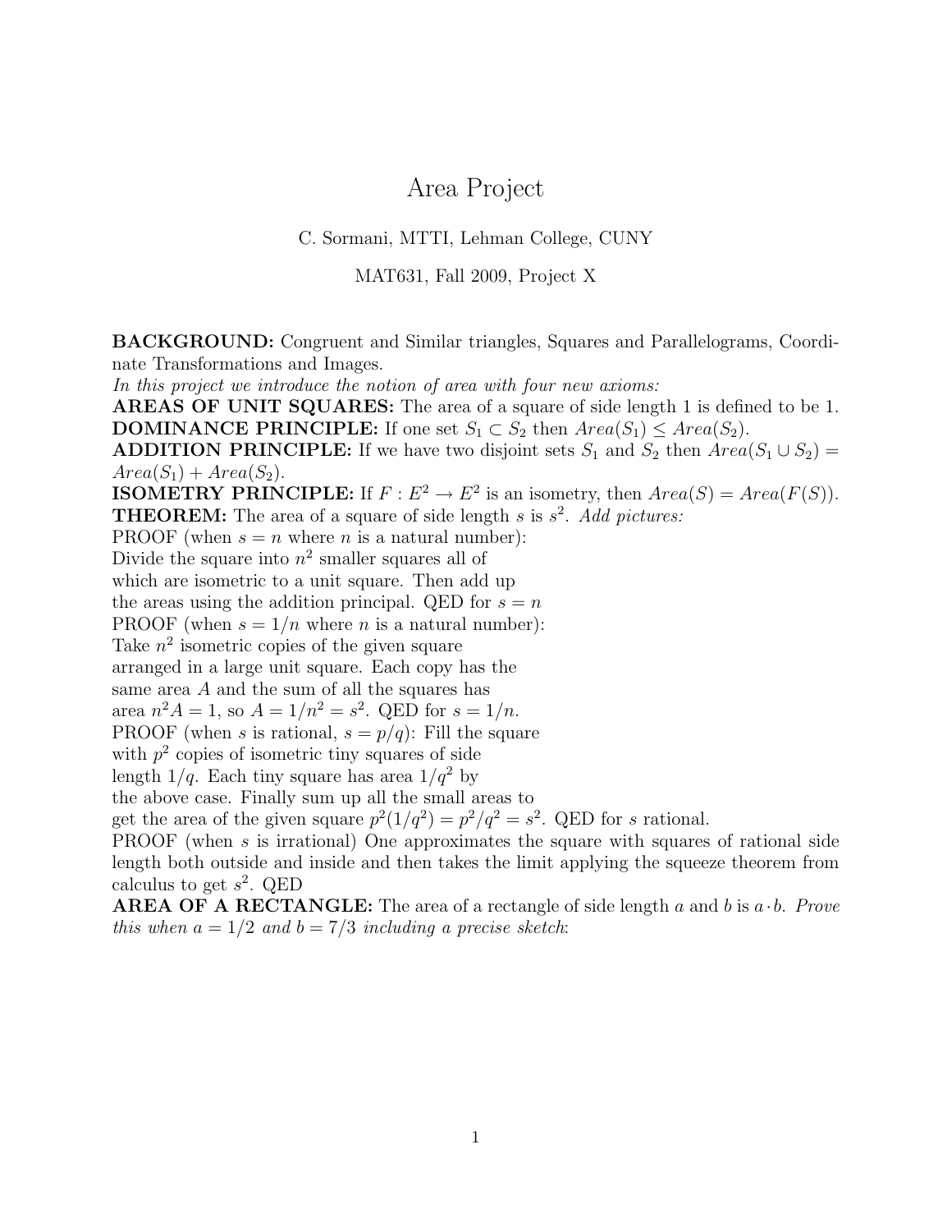# Area Project

C. Sormani, MTTI, Lehman College, CUNY

MAT631, Fall 2009, Project X

**BACKGROUND:** Congruent and Similar triangles, Squares and Parallelograms, Coordinate Transformations and Images.

*In this project we introduce the notion of area with four new axioms:*

**AREAS OF UNIT SQUARES:** The area of a square of side length 1 is defined to be 1.

**DOMINANCE PRINCIPLE:** If one set $S_1 \subset S_2$ then $Area(S_1) \leq Area(S_2)$.

**ADDITION PRINCIPLE:** If we have two disjoint sets $S_1$ and $S_2$ then $Area(S_1 \cup S_2) = Area(S_1) + Area(S_2)$.

**ISOMETRY PRINCIPLE:** If $F : E^2 \to E^2$ is an isometry, then $Area(S) = Area(F(S))$.

**THEOREM:** The area of a square of side length $s$ is $s^2$. *Add pictures:*

PROOF (when $s = n$ where $n$ is a natural number):
Divide the square into $n^2$ smaller squares all of which are isometric to a unit square. Then add up the areas using the addition principal. QED for $s = n$

PROOF (when $s = 1/n$ where $n$ is a natural number):
Take $n^2$ isometric copies of the given square arranged in a large unit square. Each copy has the same area $A$ and the sum of all the squares has area $n^2 A = 1$, so $A = 1/n^2 = s^2$. QED for $s = 1/n$.

PROOF (when $s$ is rational, $s = p/q$): Fill the square with $p^2$ copies of isometric tiny squares of side length $1/q$. Each tiny square has area $1/q^2$ by the above case. Finally sum up all the small areas to get the area of the given square $p^2(1/q^2) = p^2/q^2 = s^2$. QED for $s$ rational.

PROOF (when $s$ is irrational) One approximates the square with squares of rational side length both outside and inside and then takes the limit applying the squeeze theorem from calculus to get $s^2$. QED

**AREA OF A RECTANGLE:** The area of a rectangle of side length $a$ and $b$ is $a \cdot b$. *Prove this when $a = 1/2$ and $b = 7/3$ including a precise sketch*: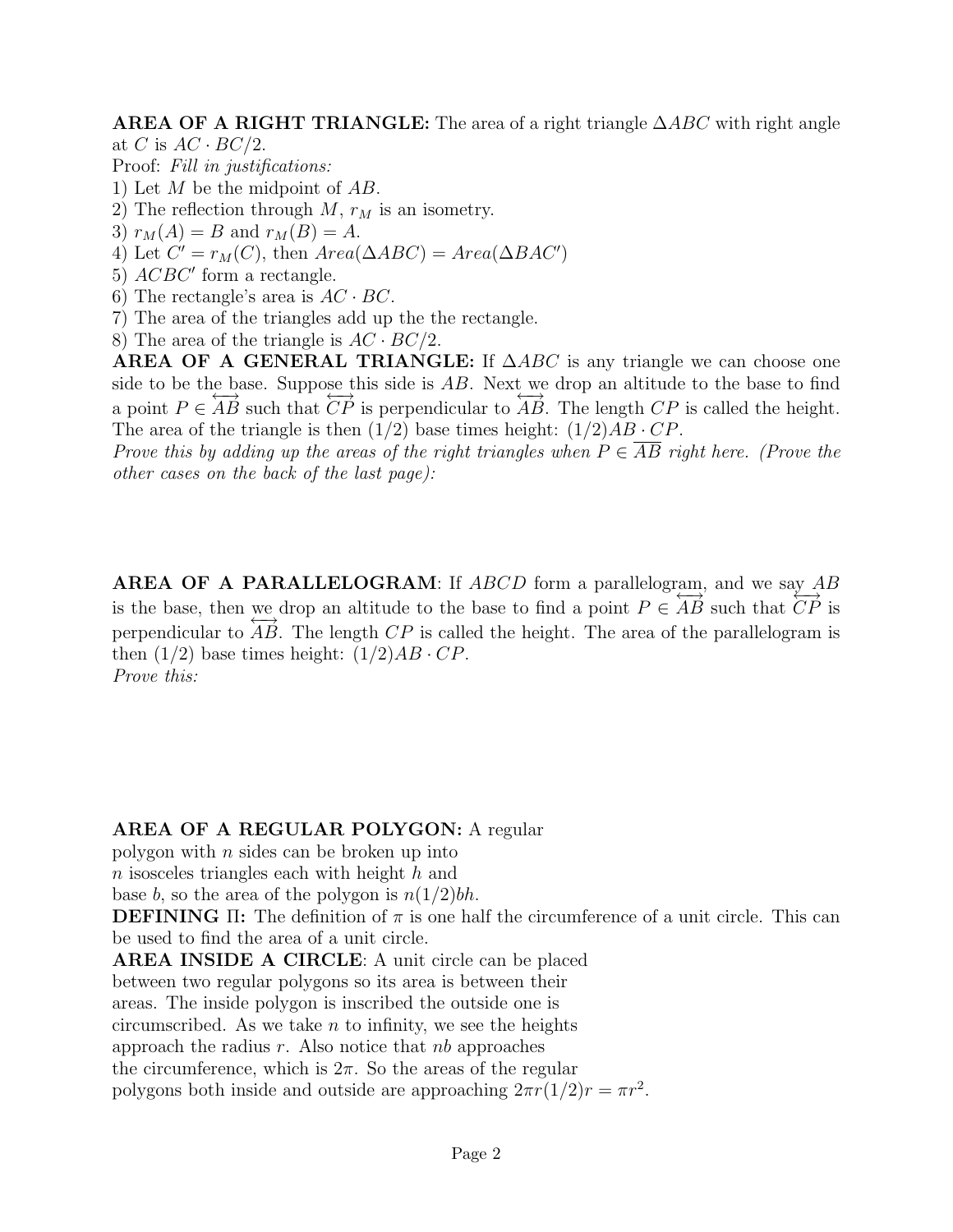**AREA OF A RIGHT TRIANGLE:** The area of a right triangle $\Delta ABC$ with right angle at $C$ is $AC \cdot BC/2$.

Proof: *Fill in justifications:*

1) Let $M$ be the midpoint of $AB$.
2) The reflection through $M$, $r_M$ is an isometry.
3) $r_M(A) = B$ and $r_M(B) = A$.
4) Let $C' = r_M(C)$, then $Area(\Delta ABC) = Area(\Delta BAC')$
5) $ACBC'$ form a rectangle.
6) The rectangle's area is $AC \cdot BC$.
7) The area of the triangles add up the the rectangle.
8) The area of the triangle is $AC \cdot BC/2$.

**AREA OF A GENERAL TRIANGLE:** If $\Delta ABC$ is any triangle we can choose one side to be the base. Suppose this side is $AB$. Next we drop an altitude to the base to find a point $P \in \overleftrightarrow{AB}$ such that $\overleftrightarrow{CP}$ is perpendicular to $\overleftrightarrow{AB}$. The length $CP$ is called the height. The area of the triangle is then (1/2) base times height: $(1/2)AB \cdot CP$.

*Prove this by adding up the areas of the right triangles when $P \in \overline{AB}$ right here. (Prove the other cases on the back of the last page):*

**AREA OF A PARALLELOGRAM**: If $ABCD$ form a parallelogram, and we say $AB$ is the base, then we drop an altitude to the base to find a point $P \in \overleftrightarrow{AB}$ such that $\overleftrightarrow{CP}$ is perpendicular to $\overleftrightarrow{AB}$. The length $CP$ is called the height. The area of the parallelogram is then (1/2) base times height: $(1/2)AB \cdot CP$.

*Prove this:*

**AREA OF A REGULAR POLYGON:** A regular polygon with $n$ sides can be broken up into $n$ isosceles triangles each with height $h$ and base $b$, so the area of the polygon is $n(1/2)bh$.

**DEFINING $\Pi$:** The definition of $\pi$ is one half the circumference of a unit circle. This can be used to find the area of a unit circle.

**AREA INSIDE A CIRCLE**: A unit circle can be placed between two regular polygons so its area is between their areas. The inside polygon is inscribed the outside one is circumscribed. As we take $n$ to infinity, we see the heights approach the radius $r$. Also notice that $nb$ approaches the circumference, which is $2\pi$. So the areas of the regular polygons both inside and outside are approaching $2\pi r(1/2)r = \pi r^2$.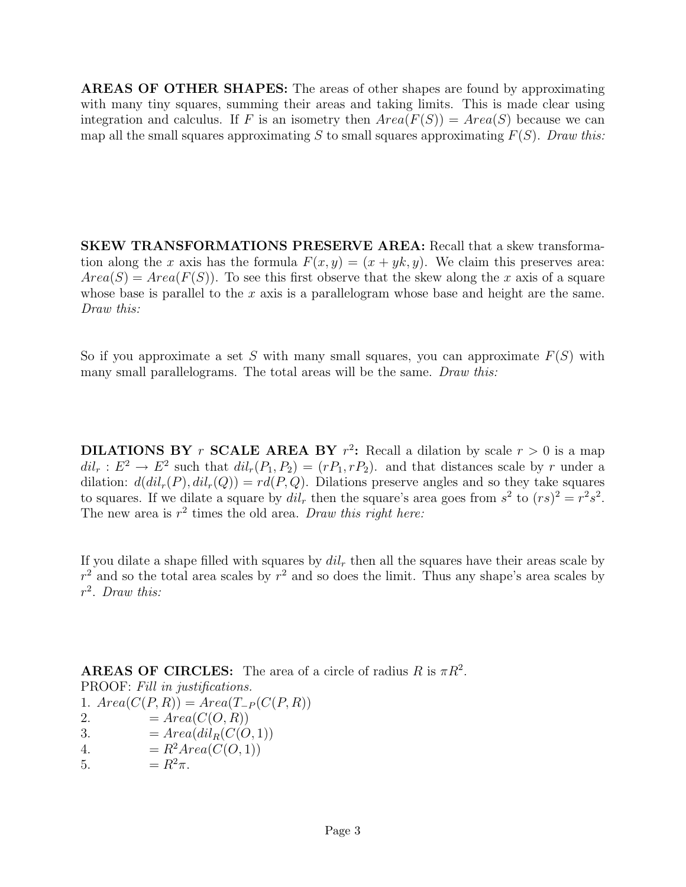**AREAS OF OTHER SHAPES:** The areas of other shapes are found by approximating with many tiny squares, summing their areas and taking limits. This is made clear using integration and calculus. If $F$ is an isometry then $Area(F(S)) = Area(S)$ because we can map all the small squares approximating $S$ to small squares approximating $F(S)$. *Draw this:*

**SKEW TRANSFORMATIONS PRESERVE AREA:** Recall that a skew transformation along the $x$ axis has the formula $F(x, y) = (x + yk, y)$. We claim this preserves area: $Area(S) = Area(F(S))$. To see this first observe that the skew along the $x$ axis of a square whose base is parallel to the $x$ axis is a parallelogram whose base and height are the same. *Draw this:*

So if you approximate a set $S$ with many small squares, you can approximate $F(S)$ with many small parallelograms. The total areas will be the same. *Draw this:*

**DILATIONS BY $r$ SCALE AREA BY $r^2$:** Recall a dilation by scale $r > 0$ is a map $dil_r : E^2 \to E^2$ such that $dil_r(P_1, P_2) = (rP_1, rP_2)$. and that distances scale by $r$ under a dilation: $d(dil_r(P), dil_r(Q)) = rd(P, Q)$. Dilations preserve angles and so they take squares to squares. If we dilate a square by $dil_r$ then the square's area goes from $s^2$ to $(rs)^2 = r^2s^2$. The new area is $r^2$ times the old area. *Draw this right here:*

If you dilate a shape filled with squares by $dil_r$ then all the squares have their areas scale by $r^2$ and so the total area scales by $r^2$ and so does the limit. Thus any shape's area scales by $r^2$. *Draw this:*

**AREAS OF CIRCLES:** The area of a circle of radius $R$ is $\pi R^2$.
PROOF: *Fill in justifications.*
1. $Area(C(P, R)) = Area(T_{-P}(C(P, R))$
2. $\qquad = Area(C(O, R))$
3. $\qquad = Area(dil_R(C(O, 1))$
4. $\qquad = R^2 Area(C(O, 1))$
5. $\qquad = R^2\pi.$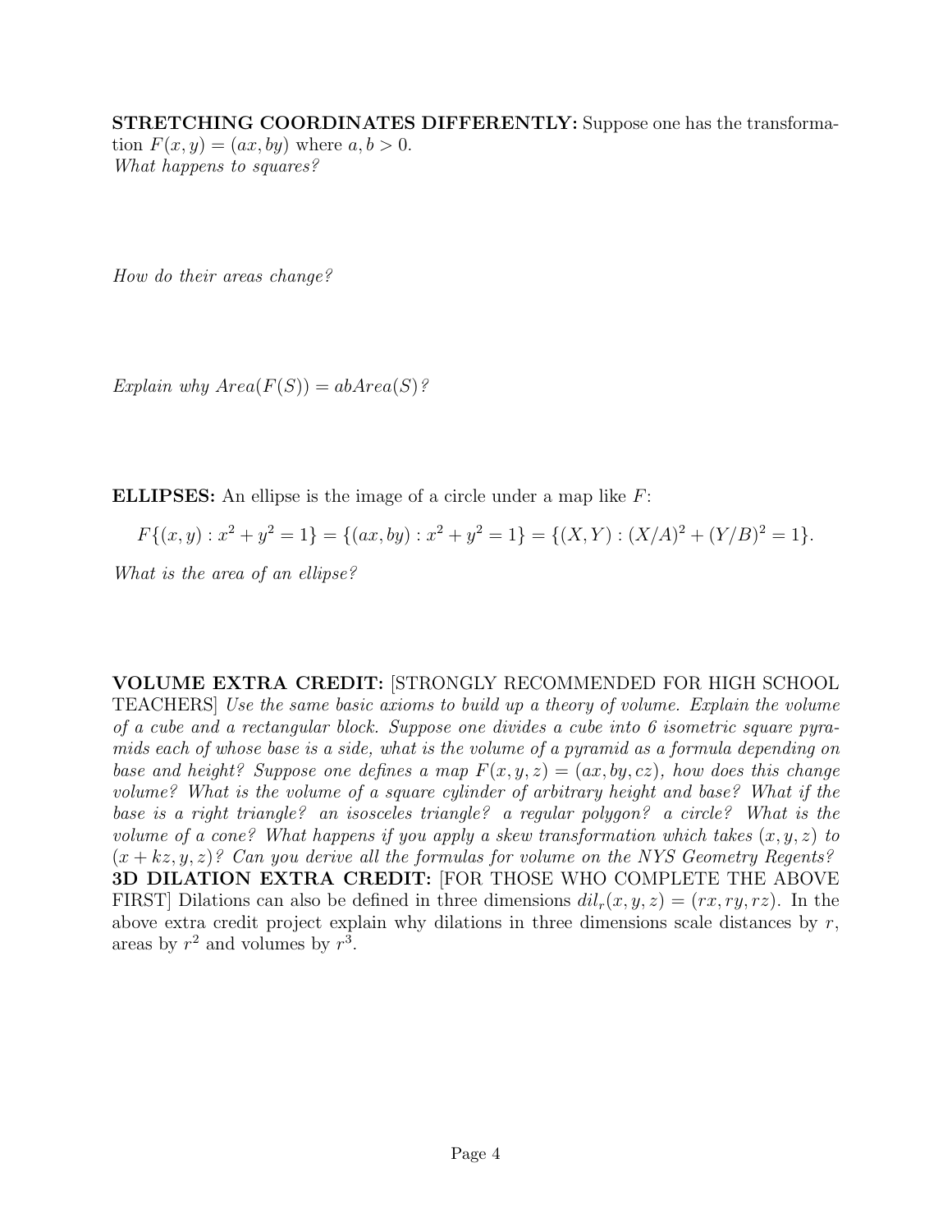**STRETCHING COORDINATES DIFFERENTLY:** Suppose one has the transformation $F(x, y) = (ax, by)$ where $a, b > 0$.
*What happens to squares?*

*How do their areas change?*

*Explain why $Area(F(S)) = abArea(S)$?*

**ELLIPSES:** An ellipse is the image of a circle under a map like $F$:

$$F\{(x, y) : x^2 + y^2 = 1\} = \{(ax, by) : x^2 + y^2 = 1\} = \{(X, Y) : (X/A)^2 + (Y/B)^2 = 1\}.$$

*What is the area of an ellipse?*

**VOLUME EXTRA CREDIT:** [STRONGLY RECOMMENDED FOR HIGH SCHOOL TEACHERS] *Use the same basic axioms to build up a theory of volume. Explain the volume of a cube and a rectangular block. Suppose one divides a cube into 6 isometric square pyramids each of whose base is a side, what is the volume of a pyramid as a formula depending on base and height? Suppose one defines a map $F(x, y, z) = (ax, by, cz)$, how does this change volume? What is the volume of a square cylinder of arbitrary height and base? What if the base is a right triangle? an isosceles triangle? a regular polygon? a circle? What is the volume of a cone? What happens if you apply a skew transformation which takes $(x, y, z)$ to $(x + kz, y, z)$? Can you derive all the formulas for volume on the NYS Geometry Regents?*
**3D DILATION EXTRA CREDIT:** [FOR THOSE WHO COMPLETE THE ABOVE FIRST] Dilations can also be defined in three dimensions $dil_r(x, y, z) = (rx, ry, rz)$. In the above extra credit project explain why dilations in three dimensions scale distances by $r$, areas by $r^2$ and volumes by $r^3$.